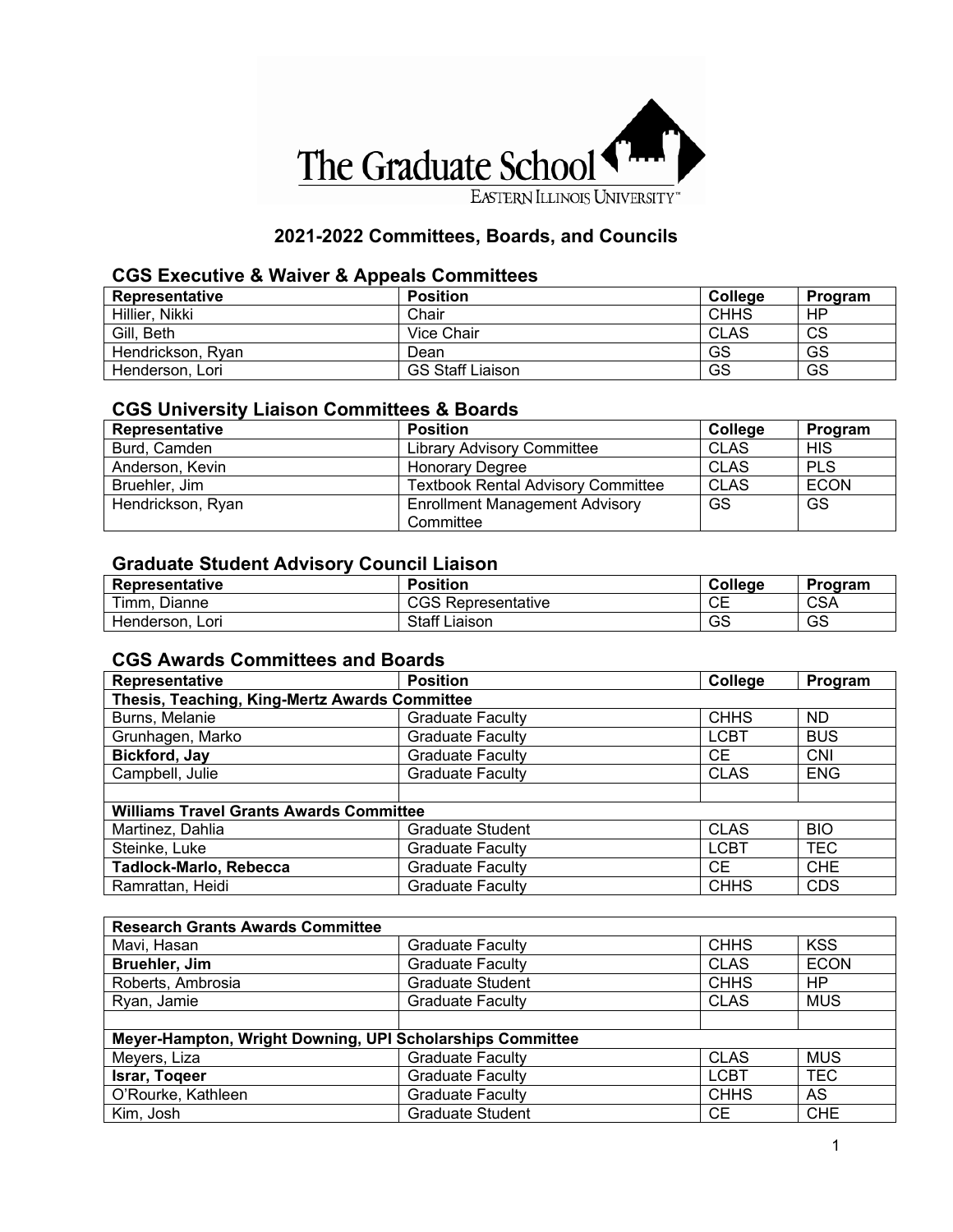# The Graduate School

EASTERN ILLINOIS UNIVERSITY

## 2021-2022 Committees, Boards, and Councils

### CGS Executive & Waiver & Appeals Committees

| Representative | Position | College | Program |
|---|---|---|---|
| Hillier, Nikki | Chair | CHHS | HP |
| Gill, Beth | Vice Chair | CLAS | CS |
| Hendrickson, Ryan | Dean | GS | GS |
| Henderson, Lori | GS Staff Liaison | GS | GS |

### CGS University Liaison Committees & Boards

| Representative | Position | College | Program |
|---|---|---|---|
| Burd, Camden | Library Advisory Committee | CLAS | HIS |
| Anderson, Kevin | Honorary Degree | CLAS | PLS |
| Bruehler, Jim | Textbook Rental Advisory Committee | CLAS | ECON |
| Hendrickson, Ryan | Enrollment Management Advisory Committee | GS | GS |

### Graduate Student Advisory Council Liaison

| Representative | Position | College | Program |
|---|---|---|---|
| Timm, Dianne | CGS Representative | CE | CSA |
| Henderson, Lori | Staff Liaison | GS | GS |

### CGS Awards Committees and Boards

| Representative | Position | College | Program |
|---|---|---|---|
| **Thesis, Teaching, King-Mertz Awards Committee** | | | |
| Burns, Melanie | Graduate Faculty | CHHS | ND |
| Grunhagen, Marko | Graduate Faculty | LCBT | BUS |
| **Bickford, Jay** | Graduate Faculty | CE | CNI |
| Campbell, Julie | Graduate Faculty | CLAS | ENG |
| | | | |
| **Williams Travel Grants Awards Committee** | | | |
| Martinez, Dahlia | Graduate Student | CLAS | BIO |
| Steinke, Luke | Graduate Faculty | LCBT | TEC |
| **Tadlock-Marlo, Rebecca** | Graduate Faculty | CE | CHE |
| Ramrattan, Heidi | Graduate Faculty | CHHS | CDS |

| **Research Grants Awards Committee** | | | |
|---|---|---|---|
| Mavi, Hasan | Graduate Faculty | CHHS | KSS |
| **Bruehler, Jim** | Graduate Faculty | CLAS | ECON |
| Roberts, Ambrosia | Graduate Student | CHHS | HP |
| Ryan, Jamie | Graduate Faculty | CLAS | MUS |
| | | | |
| **Meyer-Hampton, Wright Downing, UPI Scholarships Committee** | | | |
| Meyers, Liza | Graduate Faculty | CLAS | MUS |
| **Israr, Toqeer** | Graduate Faculty | LCBT | TEC |
| O'Rourke, Kathleen | Graduate Faculty | CHHS | AS |
| Kim, Josh | Graduate Student | CE | CHE |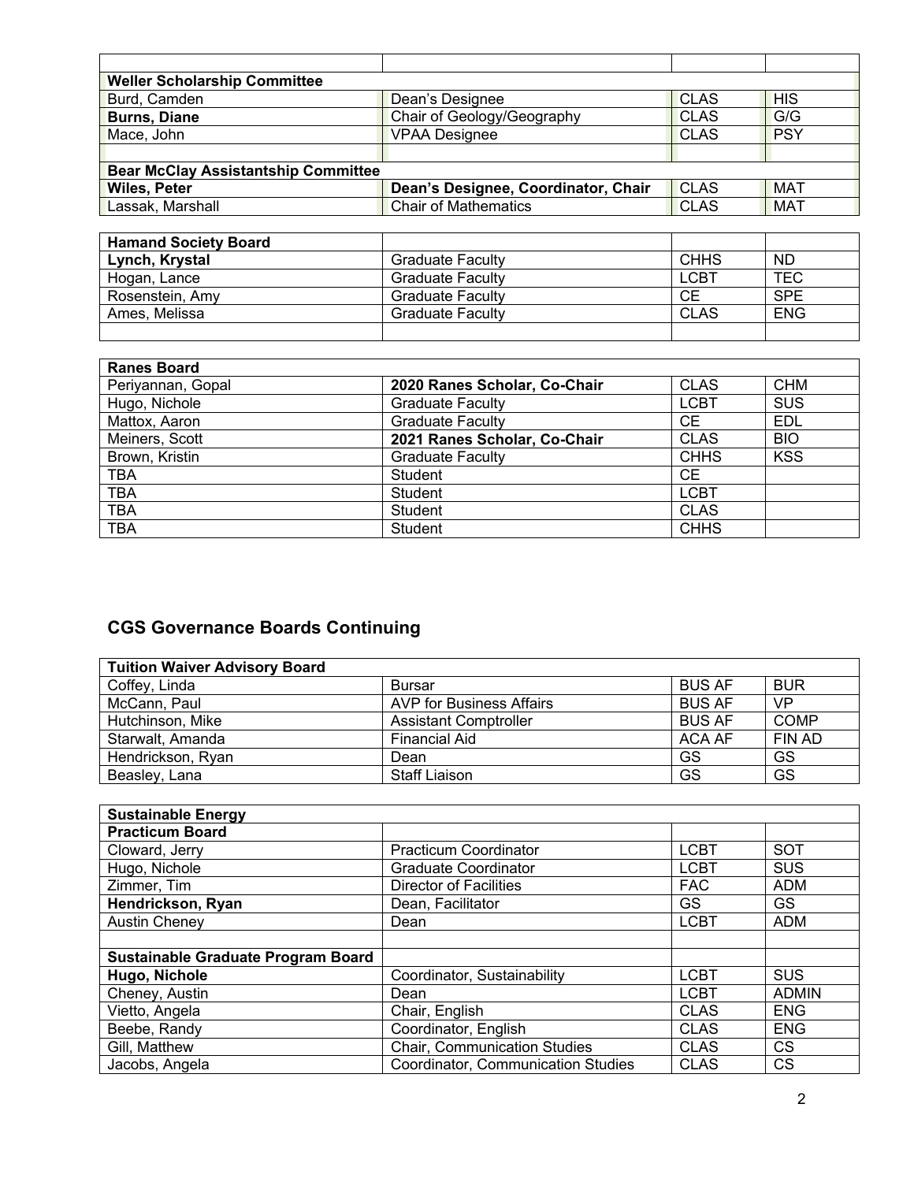| | | | |
|---|---|---|---|
| **Weller Scholarship Committee** | | | |
| Burd, Camden | Dean's Designee | CLAS | HIS |
| **Burns, Diane** | Chair of Geology/Geography | CLAS | G/G |
| Mace, John | VPAA Designee | CLAS | PSY |
| | | | |
| **Bear McClay Assistantship Committee** | | | |
| **Wiles, Peter** | **Dean's Designee, Coordinator, Chair** | CLAS | MAT |
| Lassak, Marshall | Chair of Mathematics | CLAS | MAT |

| **Hamand Society Board** | | | |
|---|---|---|---|
| **Lynch, Krystal** | Graduate Faculty | CHHS | ND |
| Hogan, Lance | Graduate Faculty | LCBT | TEC |
| Rosenstein, Amy | Graduate Faculty | CE | SPE |
| Ames, Melissa | Graduate Faculty | CLAS | ENG |
| | | | |

| **Ranes Board** | | | |
|---|---|---|---|
| Periyannan, Gopal | **2020 Ranes Scholar, Co-Chair** | CLAS | CHM |
| Hugo, Nichole | Graduate Faculty | LCBT | SUS |
| Mattox, Aaron | Graduate Faculty | CE | EDL |
| Meiners, Scott | **2021 Ranes Scholar, Co-Chair** | CLAS | BIO |
| Brown, Kristin | Graduate Faculty | CHHS | KSS |
| TBA | Student | CE | |
| TBA | Student | LCBT | |
| TBA | Student | CLAS | |
| TBA | Student | CHHS | |

## CGS Governance Boards Continuing

| **Tuition Waiver Advisory Board** | | | |
|---|---|---|---|
| Coffey, Linda | Bursar | BUS AF | BUR |
| McCann, Paul | AVP for Business Affairs | BUS AF | VP |
| Hutchinson, Mike | Assistant Comptroller | BUS AF | COMP |
| Starwalt, Amanda | Financial Aid | ACA AF | FIN AD |
| Hendrickson, Ryan | Dean | GS | GS |
| Beasley, Lana | Staff Liaison | GS | GS |

| **Sustainable Energy** | | | |
|---|---|---|---|
| **Practicum Board** | | | |
| Cloward, Jerry | Practicum Coordinator | LCBT | SOT |
| Hugo, Nichole | Graduate Coordinator | LCBT | SUS |
| Zimmer, Tim | Director of Facilities | FAC | ADM |
| **Hendrickson, Ryan** | Dean, Facilitator | GS | GS |
| Austin Cheney | Dean | LCBT | ADM |
| | | | |
| **Sustainable Graduate Program Board** | | | |
| **Hugo, Nichole** | Coordinator, Sustainability | LCBT | SUS |
| Cheney, Austin | Dean | LCBT | ADMIN |
| Vietto, Angela | Chair, English | CLAS | ENG |
| Beebe, Randy | Coordinator, English | CLAS | ENG |
| Gill, Matthew | Chair, Communication Studies | CLAS | CS |
| Jacobs, Angela | Coordinator, Communication Studies | CLAS | CS |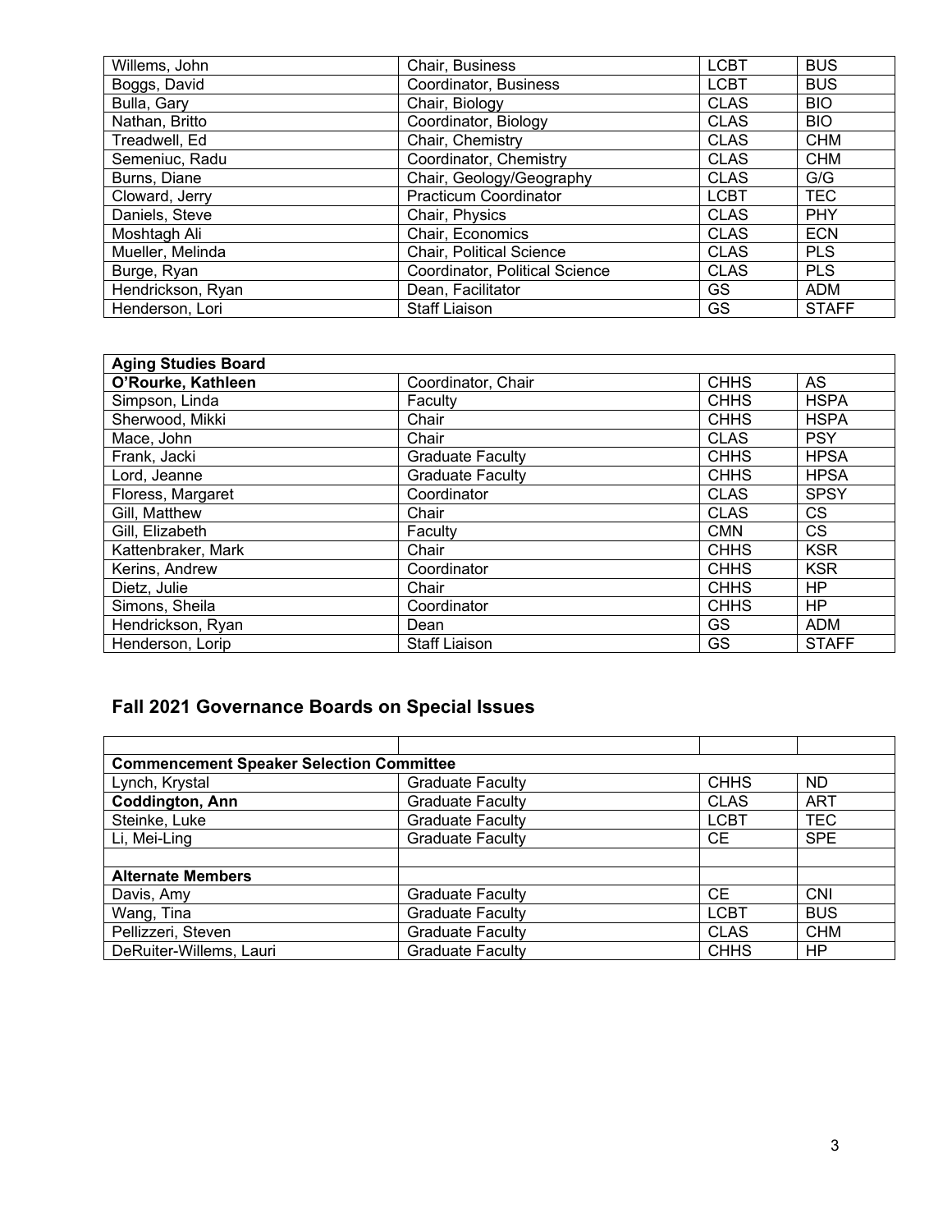| | | | |
|---|---|---|---|
| Willems, John | Chair, Business | LCBT | BUS |
| Boggs, David | Coordinator, Business | LCBT | BUS |
| Bulla, Gary | Chair, Biology | CLAS | BIO |
| Nathan, Britto | Coordinator, Biology | CLAS | BIO |
| Treadwell, Ed | Chair, Chemistry | CLAS | CHM |
| Semeniuc, Radu | Coordinator, Chemistry | CLAS | CHM |
| Burns, Diane | Chair, Geology/Geography | CLAS | G/G |
| Cloward, Jerry | Practicum Coordinator | LCBT | TEC |
| Daniels, Steve | Chair, Physics | CLAS | PHY |
| Moshtagh Ali | Chair, Economics | CLAS | ECN |
| Mueller, Melinda | Chair, Political Science | CLAS | PLS |
| Burge, Ryan | Coordinator, Political Science | CLAS | PLS |
| Hendrickson, Ryan | Dean, Facilitator | GS | ADM |
| Henderson, Lori | Staff Liaison | GS | STAFF |

| **Aging Studies Board** | | | |
|---|---|---|---|
| **O'Rourke, Kathleen** | Coordinator, Chair | CHHS | AS |
| Simpson, Linda | Faculty | CHHS | HSPA |
| Sherwood, Mikki | Chair | CHHS | HSPA |
| Mace, John | Chair | CLAS | PSY |
| Frank, Jacki | Graduate Faculty | CHHS | HPSA |
| Lord, Jeanne | Graduate Faculty | CHHS | HPSA |
| Floress, Margaret | Coordinator | CLAS | SPSY |
| Gill, Matthew | Chair | CLAS | CS |
| Gill, Elizabeth | Faculty | CMN | CS |
| Kattenbraker, Mark | Chair | CHHS | KSR |
| Kerins, Andrew | Coordinator | CHHS | KSR |
| Dietz, Julie | Chair | CHHS | HP |
| Simons, Sheila | Coordinator | CHHS | HP |
| Hendrickson, Ryan | Dean | GS | ADM |
| Henderson, Lorip | Staff Liaison | GS | STAFF |

## Fall 2021 Governance Boards on Special Issues

| | | | |
|---|---|---|---|
| **Commencement Speaker Selection Committee** | | | |
| Lynch, Krystal | Graduate Faculty | CHHS | ND |
| **Coddington, Ann** | Graduate Faculty | CLAS | ART |
| Steinke, Luke | Graduate Faculty | LCBT | TEC |
| Li, Mei-Ling | Graduate Faculty | CE | SPE |
| | | | |
| **Alternate Members** | | | |
| Davis, Amy | Graduate Faculty | CE | CNI |
| Wang, Tina | Graduate Faculty | LCBT | BUS |
| Pellizzeri, Steven | Graduate Faculty | CLAS | CHM |
| DeRuiter-Willems, Lauri | Graduate Faculty | CHHS | HP |